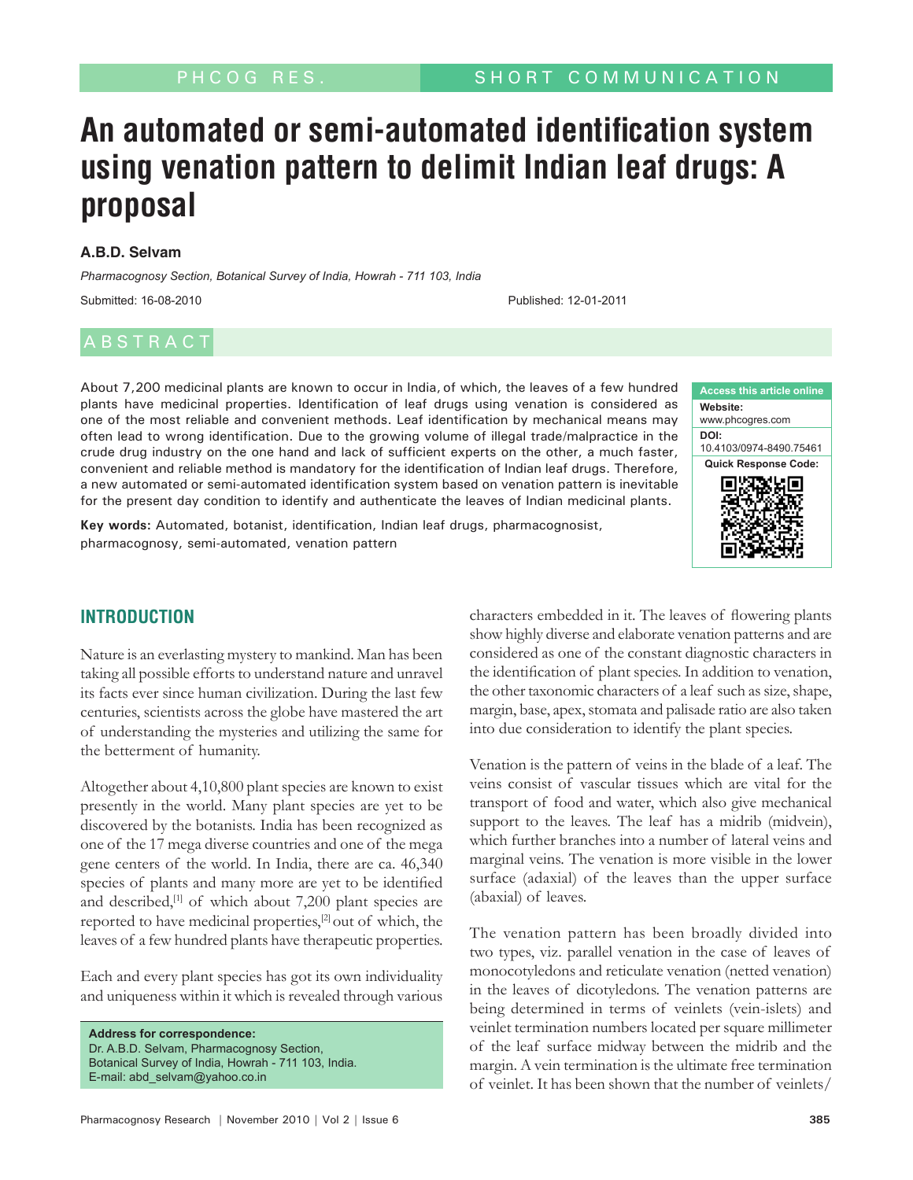PHCOG RES. SHORT COMMUNICATION

# An automated or semi-automated identification system using venation pattern to delimit Indian leaf drugs: A proposal

**A.B.D. Selvam**

*Pharmacognosy Section, Botanical Survey of India, Howrah - 711 103, India*

Submitted: 16-08-2010 Published: 12-01-2011

## ABSTRACT

About 7,200 medicinal plants are known to occur in India, of which, the leaves of a few hundred plants have medicinal properties. Identification of leaf drugs using venation is considered as one of the most reliable and convenient methods. Leaf identification by mechanical means may often lead to wrong identification. Due to the growing volume of illegal trade/malpractice in the crude drug industry on the one hand and lack of sufficient experts on the other, a much faster, convenient and reliable method is mandatory for the identification of Indian leaf drugs. Therefore, a new automated or semi-automated identification system based on venation pattern is inevitable for the present day condition to identify and authenticate the leaves of Indian medicinal plants.

**Key words:** Automated, botanist, identification, Indian leaf drugs, pharmacognosist, pharmacognosy, semi-automated, venation pattern

**Access this article online**
**Website:** www.phcogres.com
**DOI:** 10.4103/0974-8490.75461
**Quick Response Code:**

## INTRODUCTION

Nature is an everlasting mystery to mankind. Man has been taking all possible efforts to understand nature and unravel its facts ever since human civilization. During the last few centuries, scientists across the globe have mastered the art of understanding the mysteries and utilizing the same for the betterment of humanity.

Altogether about 4,10,800 plant species are known to exist presently in the world. Many plant species are yet to be discovered by the botanists. India has been recognized as one of the 17 mega diverse countries and one of the mega gene centers of the world. In India, there are ca. 46,340 species of plants and many more are yet to be identified and described,[1] of which about 7,200 plant species are reported to have medicinal properties,[2] out of which, the leaves of a few hundred plants have therapeutic properties.

Each and every plant species has got its own individuality and uniqueness within it which is revealed through various characters embedded in it. The leaves of flowering plants show highly diverse and elaborate venation patterns and are considered as one of the constant diagnostic characters in the identification of plant species. In addition to venation, the other taxonomic characters of a leaf such as size, shape, margin, base, apex, stomata and palisade ratio are also taken into due consideration to identify the plant species.

Venation is the pattern of veins in the blade of a leaf. The veins consist of vascular tissues which are vital for the transport of food and water, which also give mechanical support to the leaves. The leaf has a midrib (midvein), which further branches into a number of lateral veins and marginal veins. The venation is more visible in the lower surface (adaxial) of the leaves than the upper surface (abaxial) of leaves.

The venation pattern has been broadly divided into two types, viz. parallel venation in the case of leaves of monocotyledons and reticulate venation (netted venation) in the leaves of dicotyledons. The venation patterns are being determined in terms of veinlets (vein-islets) and veinlet termination numbers located per square millimeter of the leaf surface midway between the midrib and the margin. A vein termination is the ultimate free termination of veinlet. It has been shown that the number of veinlets/

**Address for correspondence:**
Dr. A.B.D. Selvam, Pharmacognosy Section, Botanical Survey of India, Howrah - 711 103, India.
E-mail: abd_selvam@yahoo.co.in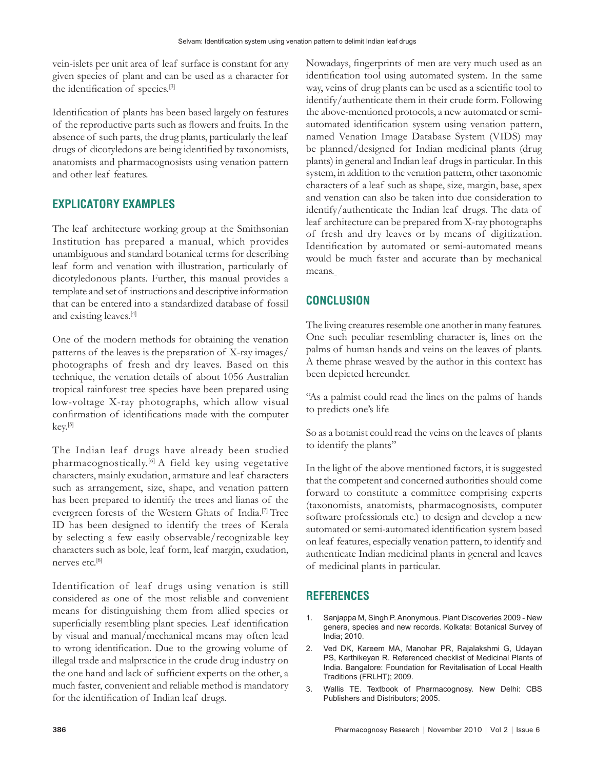vein-islets per unit area of leaf surface is constant for any given species of plant and can be used as a character for the identification of species.[3]

Identification of plants has been based largely on features of the reproductive parts such as flowers and fruits. In the absence of such parts, the drug plants, particularly the leaf drugs of dicotyledons are being identified by taxonomists, anatomists and pharmacognosists using venation pattern and other leaf features.

## EXPLICATORY EXAMPLES

The leaf architecture working group at the Smithsonian Institution has prepared a manual, which provides unambiguous and standard botanical terms for describing leaf form and venation with illustration, particularly of dicotyledonous plants. Further, this manual provides a template and set of instructions and descriptive information that can be entered into a standardized database of fossil and existing leaves.[4]

One of the modern methods for obtaining the venation patterns of the leaves is the preparation of X-ray images/ photographs of fresh and dry leaves. Based on this technique, the venation details of about 1056 Australian tropical rainforest tree species have been prepared using low-voltage X-ray photographs, which allow visual confirmation of identifications made with the computer key.[5]

The Indian leaf drugs have already been studied pharmacognostically.[6] A field key using vegetative characters, mainly exudation, armature and leaf characters such as arrangement, size, shape, and venation pattern has been prepared to identify the trees and lianas of the evergreen forests of the Western Ghats of India.[7] Tree ID has been designed to identify the trees of Kerala by selecting a few easily observable/recognizable key characters such as bole, leaf form, leaf margin, exudation, nerves etc.[8]

Identification of leaf drugs using venation is still considered as one of the most reliable and convenient means for distinguishing them from allied species or superficially resembling plant species. Leaf identification by visual and manual/mechanical means may often lead to wrong identification. Due to the growing volume of illegal trade and malpractice in the crude drug industry on the one hand and lack of sufficient experts on the other, a much faster, convenient and reliable method is mandatory for the identification of Indian leaf drugs.

Nowadays, fingerprints of men are very much used as an identification tool using automated system. In the same way, veins of drug plants can be used as a scientific tool to identify/authenticate them in their crude form. Following the above-mentioned protocols, a new automated or semi-automated identification system using venation pattern, named Venation Image Database System (VIDS) may be planned/designed for Indian medicinal plants (drug plants) in general and Indian leaf drugs in particular. In this system, in addition to the venation pattern, other taxonomic characters of a leaf such as shape, size, margin, base, apex and venation can also be taken into due consideration to identify/authenticate the Indian leaf drugs. The data of leaf architecture can be prepared from X-ray photographs of fresh and dry leaves or by means of digitization. Identification by automated or semi-automated means would be much faster and accurate than by mechanical means.

## CONCLUSION

The living creatures resemble one another in many features. One such peculiar resembling character is, lines on the palms of human hands and veins on the leaves of plants. A theme phrase weaved by the author in this context has been depicted hereunder.

"As a palmist could read the lines on the palms of hands to predicts one's life

So as a botanist could read the veins on the leaves of plants to identify the plants"

In the light of the above mentioned factors, it is suggested that the competent and concerned authorities should come forward to constitute a committee comprising experts (taxonomists, anatomists, pharmacognosists, computer software professionals etc.) to design and develop a new automated or semi-automated identification system based on leaf features, especially venation pattern, to identify and authenticate Indian medicinal plants in general and leaves of medicinal plants in particular.

## REFERENCES

1. Sanjappa M, Singh P. Anonymous. Plant Discoveries 2009 - New genera, species and new records. Kolkata: Botanical Survey of India; 2010.
2. Ved DK, Kareem MA, Manohar PR, Rajalakshmi G, Udayan PS, Karthikeyan R. Referenced checklist of Medicinal Plants of India. Bangalore: Foundation for Revitalisation of Local Health Traditions (FRLHT); 2009.
3. Wallis TE. Textbook of Pharmacognosy. New Delhi: CBS Publishers and Distributors; 2005.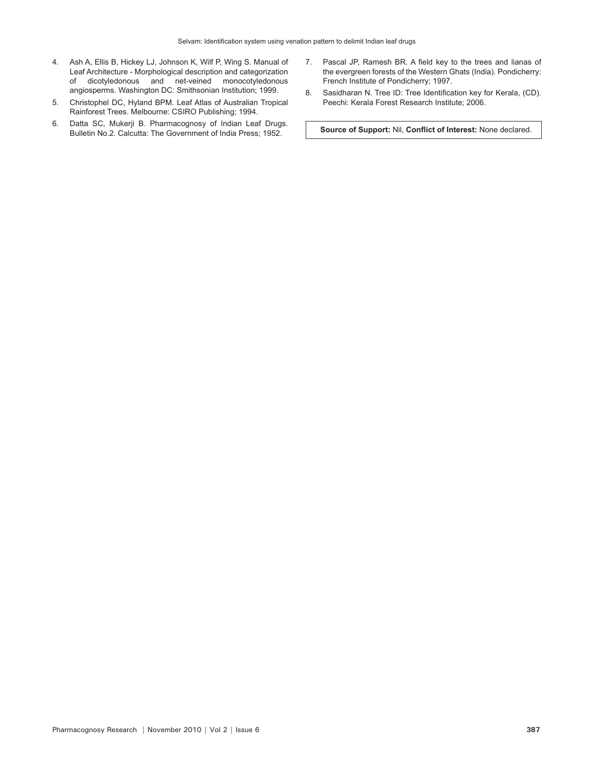4. Ash A, Ellis B, Hickey LJ, Johnson K, Wilf P, Wing S. Manual of Leaf Architecture - Morphological description and categorization of dicotyledonous and net-veined monocotyledonous angiosperms. Washington DC: Smithsonian Institution; 1999.
5. Christophel DC, Hyland BPM. Leaf Atlas of Australian Tropical Rainforest Trees. Melbourne: CSIRO Publishing; 1994.
6. Datta SC, Mukerji B. Pharmacognosy of Indian Leaf Drugs. Bulletin No.2. Calcutta: The Government of India Press; 1952.
7. Pascal JP, Ramesh BR. A field key to the trees and lianas of the evergreen forests of the Western Ghats (India). Pondicherry: French Institute of Pondicherry; 1997.
8. Sasidharan N. Tree ID: Tree Identification key for Kerala, (CD). Peechi: Kerala Forest Research Institute; 2006.

**Source of Support:** Nil, **Conflict of Interest:** None declared.